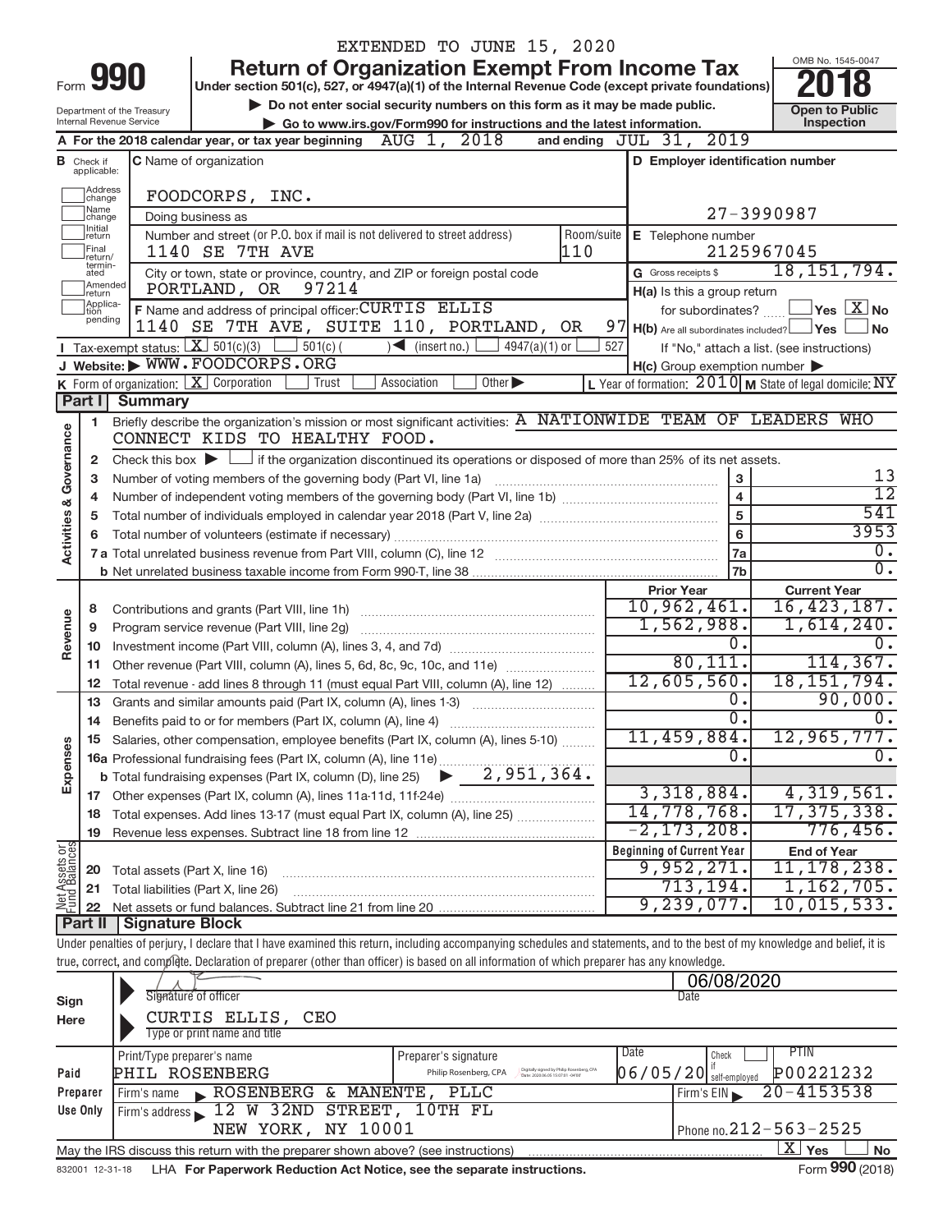EXTENDED TO JUNE 15, 2020

# Form 990 — Return of Organization Exempt From Income Tax

**Under section 501(c), 527, or 4947(a)(1) of the Internal Revenue Code (except private foundations)**

▶ Do not enter social security numbers on this form as it may be made public.

▶ Go to www.irs.gov/Form990 for instructions and the latest information.

Department of the Treasury
Internal Revenue Service

OMB No. 1545-0047

**2018**

**Open to Public Inspection**

**A** For the 2018 calendar year, or tax year beginning AUG 1, 2018 and ending JUL 31, 2019

**B** Check if applicable: Address change / Name change / Initial return / Final return/terminated / Amended return / Application pending

**C** Name of organization: FOODCORPS, INC.

Doing business as

Number and street (or P.O. box if mail is not delivered to street address): 1140 SE 7TH AVE — Room/suite: 110

City or town, state or province, country, and ZIP or foreign postal code: PORTLAND, OR 97214

**D** Employer identification number: 27-3990987

**E** Telephone number: 2125967045

**G** Gross receipts $ 18,151,794.

**F** Name and address of principal officer: CURTIS ELLIS, 1140 SE 7TH AVE, SUITE 110, PORTLAND, OR 97

**H(a)** Is this a group return for subordinates? ☐ Yes ☒ No

**H(b)** Are all subordinates included? ☐ Yes ☐ No — If "No," attach a list. (see instructions)

**I** Tax-exempt status: ☒ 501(c)(3) ☐ 501(c) ( ) ◀ (insert no.) ☐ 4947(a)(1) or ☐ 527

**J** Website: ▶ WWW.FOODCORPS.ORG

**H(c)** Group exemption number ▶

**K** Form of organization: ☒ Corporation ☐ Trust ☐ Association ☐ Other ▶

**L** Year of formation: 2010 **M** State of legal domicile: NY

## Part I Summary

**Activities & Governance**

1 Briefly describe the organization's mission or most significant activities: A NATIONWIDE TEAM OF LEADERS WHO CONNECT KIDS TO HEALTHY FOOD.

2 Check this box ▶ ☐ if the organization discontinued its operations or disposed of more than 25% of its net assets.

| | | Line | Value |
|---|---|---|---|
| 3 | Number of voting members of the governing body (Part VI, line 1a) | 3 | 13 |
| 4 | Number of independent voting members of the governing body (Part VI, line 1b) | 4 | 12 |
| 5 | Total number of individuals employed in calendar year 2018 (Part V, line 2a) | 5 | 541 |
| 6 | Total number of volunteers (estimate if necessary) | 6 | 3953 |
| 7a | Total unrelated business revenue from Part VIII, column (C), line 12 | 7a | 0. |
| b | Net unrelated business taxable income from Form 990-T, line 38 | 7b | 0. |

| | | Prior Year | Current Year |
|---|---|---|---|
| **Revenue** | | | |
| 8 | Contributions and grants (Part VIII, line 1h) | 10,962,461. | 16,423,187. |
| 9 | Program service revenue (Part VIII, line 2g) | 1,562,988. | 1,614,240. |
| 10 | Investment income (Part VIII, column (A), lines 3, 4, and 7d) | 0. | 0. |
| 11 | Other revenue (Part VIII, column (A), lines 5, 6d, 8c, 9c, 10c, and 11e) | 80,111. | 114,367. |
| 12 | Total revenue - add lines 8 through 11 (must equal Part VIII, column (A), line 12) | 12,605,560. | 18,151,794. |
| **Expenses** | | | |
| 13 | Grants and similar amounts paid (Part IX, column (A), lines 1-3) | 0. | 90,000. |
| 14 | Benefits paid to or for members (Part IX, column (A), line 4) | 0. | 0. |
| 15 | Salaries, other compensation, employee benefits (Part IX, column (A), lines 5-10) | 11,459,884. | 12,965,777. |
| 16a | Professional fundraising fees (Part IX, column (A), line 11e) | 0. | 0. |
| b | Total fundraising expenses (Part IX, column (D), line 25) ▶ 2,951,364. | | |
| 17 | Other expenses (Part IX, column (A), lines 11a-11d, 11f-24e) | 3,318,884. | 4,319,561. |
| 18 | Total expenses. Add lines 13-17 (must equal Part IX, column (A), line 25) | 14,778,768. | 17,375,338. |
| 19 | Revenue less expenses. Subtract line 18 from line 12 | -2,173,208. | 776,456. |

| **Net Assets or Fund Balances** | | Beginning of Current Year | End of Year |
|---|---|---|---|
| 20 | Total assets (Part X, line 16) | 9,952,271. | 11,178,238. |
| 21 | Total liabilities (Part X, line 26) | 713,194. | 1,162,705. |
| 22 | Net assets or fund balances. Subtract line 21 from line 20 | 9,239,077. | 10,015,533. |

## Part II Signature Block

Under penalties of perjury, I declare that I have examined this return, including accompanying schedules and statements, and to the best of my knowledge and belief, it is true, correct, and complete. Declaration of preparer (other than officer) is based on all information of which preparer has any knowledge.

**Sign Here**

Signature of officer — Date: 06/08/2020

CURTIS ELLIS, CEO
Type or print name and title

**Paid Preparer Use Only**

| Print/Type preparer's name | Preparer's signature | Date | Check if self-employed | PTIN |
|---|---|---|---|---|
| PHIL ROSENBERG | Philip Rosenberg, CPA | 06/05/20 | ☐ | P00221232 |

Firm's name ▶ ROSENBERG & MANENTE, PLLC — Firm's EIN ▶ 20-4153538

Firm's address ▶ 12 W 32ND STREET, 10TH FL, NEW YORK, NY 10001 — Phone no. 212-563-2525

May the IRS discuss this return with the preparer shown above? (see instructions) ☒ Yes ☐ No

832001 12-31-18 LHA For Paperwork Reduction Act Notice, see the separate instructions. Form **990** (2018)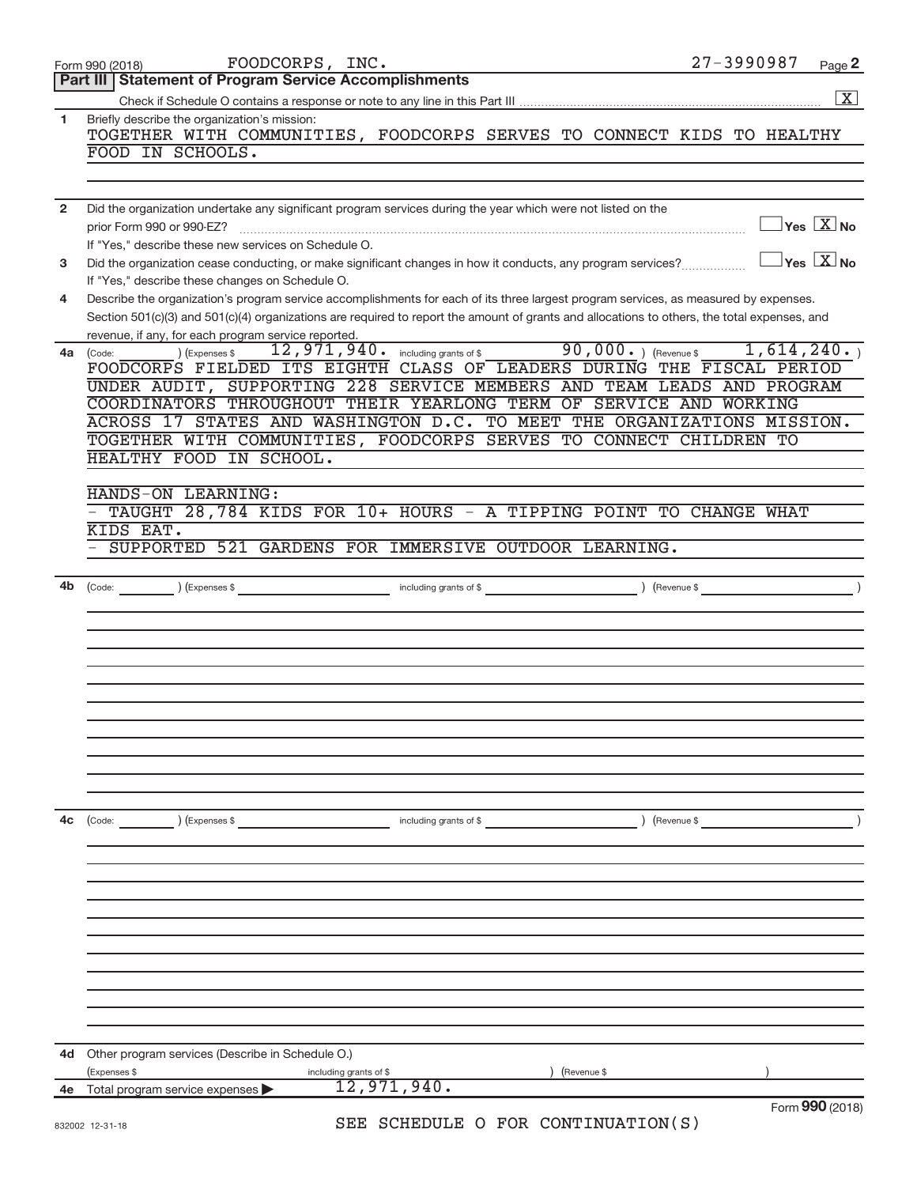Form 990 (2018) FOODCORPS, INC. 27-3990987 Page 2

## Part III Statement of Program Service Accomplishments

Check if Schedule O contains a response or note to any line in this Part III .......... [X]

**1** Briefly describe the organization's mission:

TOGETHER WITH COMMUNITIES, FOODCORPS SERVES TO CONNECT KIDS TO HEALTHY FOOD IN SCHOOLS.

**2** Did the organization undertake any significant program services during the year which were not listed on the prior Form 990 or 990-EZ? .......... [ ] Yes [X] No

If "Yes," describe these new services on Schedule O.

**3** Did the organization cease conducting, or make significant changes in how it conducts, any program services? .......... [ ] Yes [X] No

If "Yes," describe these changes on Schedule O.

**4** Describe the organization's program service accomplishments for each of its three largest program services, as measured by expenses. Section 501(c)(3) and 501(c)(4) organizations are required to report the amount of grants and allocations to others, the total expenses, and revenue, if any, for each program service reported.

**4a** (Code: ) (Expenses $ 12,971,940. including grants of $ 90,000. ) (Revenue $ 1,614,240. )

FOODCORPS FIELDED ITS EIGHTH CLASS OF LEADERS DURING THE FISCAL PERIOD UNDER AUDIT, SUPPORTING 228 SERVICE MEMBERS AND TEAM LEADS AND PROGRAM COORDINATORS THROUGHOUT THEIR YEARLONG TERM OF SERVICE AND WORKING ACROSS 17 STATES AND WASHINGTON D.C. TO MEET THE ORGANIZATIONS MISSION. TOGETHER WITH COMMUNITIES, FOODCORPS SERVES TO CONNECT CHILDREN TO HEALTHY FOOD IN SCHOOL.

HANDS-ON LEARNING:

- TAUGHT 28,784 KIDS FOR 10+ HOURS - A TIPPING POINT TO CHANGE WHAT KIDS EAT.
- SUPPORTED 521 GARDENS FOR IMMERSIVE OUTDOOR LEARNING.

**4b** (Code: ) (Expenses $ including grants of $ ) (Revenue $ )

**4c** (Code: ) (Expenses $ including grants of $ ) (Revenue $ )

**4d** Other program services (Describe in Schedule O.)

(Expenses $ including grants of $ ) (Revenue $ )

**4e** Total program service expenses ▶ 12,971,940.

Form 990 (2018)

832002 12-31-18

SEE SCHEDULE O FOR CONTINUATION(S)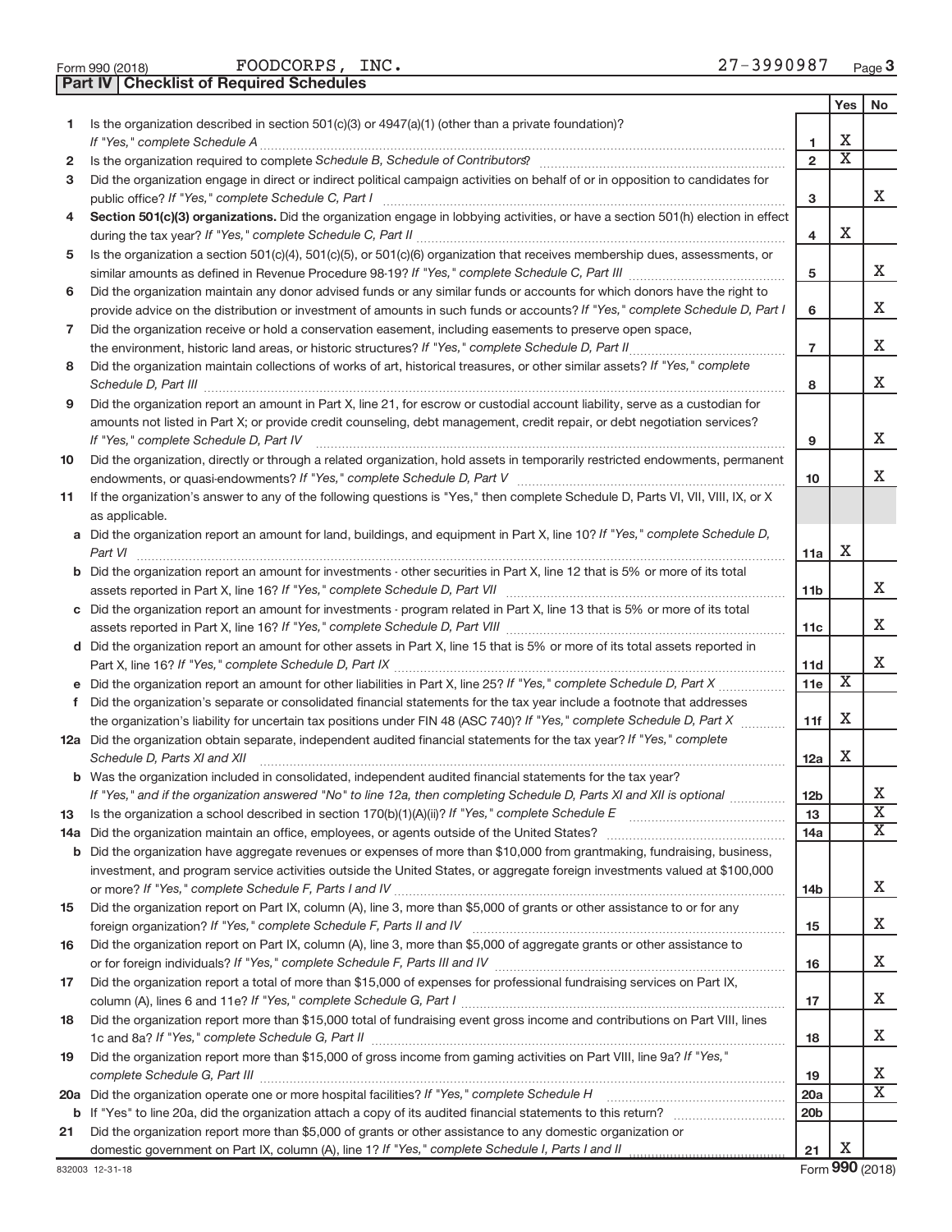Form 990 (2018) FOODCORPS, INC. 27-3990987 Page 3

**Part IV | Checklist of Required Schedules**

| | | | Yes | No |
|---|---|---|---|---|
| 1 | Is the organization described in section 501(c)(3) or 4947(a)(1) (other than a private foundation)? *If "Yes," complete Schedule A* | 1 | X | |
| 2 | Is the organization required to complete *Schedule B, Schedule of Contributors*? | 2 | X | |
| 3 | Did the organization engage in direct or indirect political campaign activities on behalf of or in opposition to candidates for public office? *If "Yes," complete Schedule C, Part I* | 3 | | X |
| 4 | **Section 501(c)(3) organizations.** Did the organization engage in lobbying activities, or have a section 501(h) election in effect during the tax year? *If "Yes," complete Schedule C, Part II* | 4 | X | |
| 5 | Is the organization a section 501(c)(4), 501(c)(5), or 501(c)(6) organization that receives membership dues, assessments, or similar amounts as defined in Revenue Procedure 98-19? *If "Yes," complete Schedule C, Part III* | 5 | | X |
| 6 | Did the organization maintain any donor advised funds or any similar funds or accounts for which donors have the right to provide advice on the distribution or investment of amounts in such funds or accounts? *If "Yes," complete Schedule D, Part I* | 6 | | X |
| 7 | Did the organization receive or hold a conservation easement, including easements to preserve open space, the environment, historic land areas, or historic structures? *If "Yes," complete Schedule D, Part II* | 7 | | X |
| 8 | Did the organization maintain collections of works of art, historical treasures, or other similar assets? *If "Yes," complete Schedule D, Part III* | 8 | | X |
| 9 | Did the organization report an amount in Part X, line 21, for escrow or custodial account liability, serve as a custodian for amounts not listed in Part X; or provide credit counseling, debt management, credit repair, or debt negotiation services? *If "Yes," complete Schedule D, Part IV* | 9 | | X |
| 10 | Did the organization, directly or through a related organization, hold assets in temporarily restricted endowments, permanent endowments, or quasi-endowments? *If "Yes," complete Schedule D, Part V* | 10 | | X |
| 11 | If the organization's answer to any of the following questions is "Yes," then complete Schedule D, Parts VI, VII, VIII, IX, or X as applicable. | | | |
| a | Did the organization report an amount for land, buildings, and equipment in Part X, line 10? *If "Yes," complete Schedule D, Part VI* | 11a | X | |
| b | Did the organization report an amount for investments - other securities in Part X, line 12 that is 5% or more of its total assets reported in Part X, line 16? *If "Yes," complete Schedule D, Part VII* | 11b | | X |
| c | Did the organization report an amount for investments - program related in Part X, line 13 that is 5% or more of its total assets reported in Part X, line 16? *If "Yes," complete Schedule D, Part VIII* | 11c | | X |
| d | Did the organization report an amount for other assets in Part X, line 15 that is 5% or more of its total assets reported in Part X, line 16? *If "Yes," complete Schedule D, Part IX* | 11d | | X |
| e | Did the organization report an amount for other liabilities in Part X, line 25? *If "Yes," complete Schedule D, Part X* | 11e | X | |
| f | Did the organization's separate or consolidated financial statements for the tax year include a footnote that addresses the organization's liability for uncertain tax positions under FIN 48 (ASC 740)? *If "Yes," complete Schedule D, Part X* | 11f | X | |
| 12a | Did the organization obtain separate, independent audited financial statements for the tax year? *If "Yes," complete Schedule D, Parts XI and XII* | 12a | X | |
| b | Was the organization included in consolidated, independent audited financial statements for the tax year? *If "Yes," and if the organization answered "No" to line 12a, then completing Schedule D, Parts XI and XII is optional* | 12b | | X |
| 13 | Is the organization a school described in section 170(b)(1)(A)(ii)? *If "Yes," complete Schedule E* | 13 | | X |
| 14a | Did the organization maintain an office, employees, or agents outside of the United States? | 14a | | X |
| b | Did the organization have aggregate revenues or expenses of more than $10,000 from grantmaking, fundraising, business, investment, and program service activities outside the United States, or aggregate foreign investments valued at $100,000 or more? *If "Yes," complete Schedule F, Parts I and IV* | 14b | | X |
| 15 | Did the organization report on Part IX, column (A), line 3, more than $5,000 of grants or other assistance to or for any foreign organization? *If "Yes," complete Schedule F, Parts II and IV* | 15 | | X |
| 16 | Did the organization report on Part IX, column (A), line 3, more than $5,000 of aggregate grants or other assistance to or for foreign individuals? *If "Yes," complete Schedule F, Parts III and IV* | 16 | | X |
| 17 | Did the organization report a total of more than $15,000 of expenses for professional fundraising services on Part IX, column (A), lines 6 and 11e? *If "Yes," complete Schedule G, Part I* | 17 | | X |
| 18 | Did the organization report more than $15,000 total of fundraising event gross income and contributions on Part VIII, lines 1c and 8a? *If "Yes," complete Schedule G, Part II* | 18 | | X |
| 19 | Did the organization report more than $15,000 of gross income from gaming activities on Part VIII, line 9a? *If "Yes," complete Schedule G, Part III* | 19 | | X |
| 20a | Did the organization operate one or more hospital facilities? *If "Yes," complete Schedule H* | 20a | | X |
| b | If "Yes" to line 20a, did the organization attach a copy of its audited financial statements to this return? | 20b | | |
| 21 | Did the organization report more than $5,000 of grants or other assistance to any domestic organization or domestic government on Part IX, column (A), line 1? *If "Yes," complete Schedule I, Parts I and II* | 21 | X | |

832003 12-31-18 Form **990** (2018)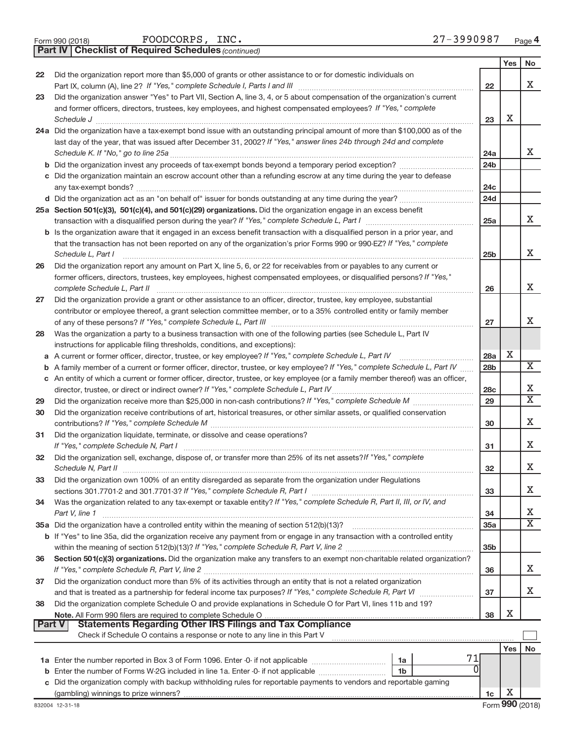Form 990 (2018) FOODCORPS, INC. 27-3990987 Page 4

**Part IV | Checklist of Required Schedules** *(continued)*

| | | | Yes | No |
|---|---|---|---|---|
| 22 | Did the organization report more than $5,000 of grants or other assistance to or for domestic individuals on Part IX, column (A), line 2? *If "Yes," complete Schedule I, Parts I and III* | 22 | | X |
| 23 | Did the organization answer "Yes" to Part VII, Section A, line 3, 4, or 5 about compensation of the organization's current and former officers, directors, trustees, key employees, and highest compensated employees? *If "Yes," complete Schedule J* | 23 | X | |
| 24a | Did the organization have a tax-exempt bond issue with an outstanding principal amount of more than $100,000 as of the last day of the year, that was issued after December 31, 2002? *If "Yes," answer lines 24b through 24d and complete Schedule K. If "No," go to line 25a* | 24a | | X |
| b | Did the organization invest any proceeds of tax-exempt bonds beyond a temporary period exception? | 24b | | |
| c | Did the organization maintain an escrow account other than a refunding escrow at any time during the year to defease any tax-exempt bonds? | 24c | | |
| d | Did the organization act as an "on behalf of" issuer for bonds outstanding at any time during the year? | 24d | | |
| 25a | **Section 501(c)(3), 501(c)(4), and 501(c)(29) organizations.** Did the organization engage in an excess benefit transaction with a disqualified person during the year? *If "Yes," complete Schedule L, Part I* | 25a | | X |
| b | Is the organization aware that it engaged in an excess benefit transaction with a disqualified person in a prior year, and that the transaction has not been reported on any of the organization's prior Forms 990 or 990-EZ? *If "Yes," complete Schedule L, Part I* | 25b | | X |
| 26 | Did the organization report any amount on Part X, line 5, 6, or 22 for receivables from or payables to any current or former officers, directors, trustees, key employees, highest compensated employees, or disqualified persons? *If "Yes," complete Schedule L, Part II* | 26 | | X |
| 27 | Did the organization provide a grant or other assistance to an officer, director, trustee, key employee, substantial contributor or employee thereof, a grant selection committee member, or to a 35% controlled entity or family member of any of these persons? *If "Yes," complete Schedule L, Part III* | 27 | | X |
| 28 | Was the organization a party to a business transaction with one of the following parties (see Schedule L, Part IV instructions for applicable filing thresholds, conditions, and exceptions): | | | |
| a | A current or former officer, director, trustee, or key employee? *If "Yes," complete Schedule L, Part IV* | 28a | X | |
| b | A family member of a current or former officer, director, trustee, or key employee? *If "Yes," complete Schedule L, Part IV* | 28b | | X |
| c | An entity of which a current or former officer, director, trustee, or key employee (or a family member thereof) was an officer, director, trustee, or direct or indirect owner? *If "Yes," complete Schedule L, Part IV* | 28c | | X |
| 29 | Did the organization receive more than $25,000 in non-cash contributions? *If "Yes," complete Schedule M* | 29 | | X |
| 30 | Did the organization receive contributions of art, historical treasures, or other similar assets, or qualified conservation contributions? *If "Yes," complete Schedule M* | 30 | | X |
| 31 | Did the organization liquidate, terminate, or dissolve and cease operations? *If "Yes," complete Schedule N, Part I* | 31 | | X |
| 32 | Did the organization sell, exchange, dispose of, or transfer more than 25% of its net assets? *If "Yes," complete Schedule N, Part II* | 32 | | X |
| 33 | Did the organization own 100% of an entity disregarded as separate from the organization under Regulations sections 301.7701-2 and 301.7701-3? *If "Yes," complete Schedule R, Part I* | 33 | | X |
| 34 | Was the organization related to any tax-exempt or taxable entity? *If "Yes," complete Schedule R, Part II, III, or IV, and Part V, line 1* | 34 | | X |
| 35a | Did the organization have a controlled entity within the meaning of section 512(b)(13)? | 35a | | X |
| b | If "Yes" to line 35a, did the organization receive any payment from or engage in any transaction with a controlled entity within the meaning of section 512(b)(13)? *If "Yes," complete Schedule R, Part V, line 2* | 35b | | |
| 36 | **Section 501(c)(3) organizations.** Did the organization make any transfers to an exempt non-charitable related organization? *If "Yes," complete Schedule R, Part V, line 2* | 36 | | X |
| 37 | Did the organization conduct more than 5% of its activities through an entity that is not a related organization and that is treated as a partnership for federal income tax purposes? *If "Yes," complete Schedule R, Part VI* | 37 | | X |
| 38 | Did the organization complete Schedule O and provide explanations in Schedule O for Part VI, lines 11b and 19? **Note.** All Form 990 filers are required to complete Schedule O | 38 | X | |

**Part V | Statements Regarding Other IRS Filings and Tax Compliance**

Check if Schedule O contains a response or note to any line in this Part V ☐

| | | | | | Yes | No |
|---|---|---|---|---|---|---|
| 1a | Enter the number reported in Box 3 of Form 1096. Enter -0- if not applicable | 1a | 71 | | | |
| b | Enter the number of Forms W-2G included in line 1a. Enter -0- if not applicable | 1b | 0 | | | |
| c | Did the organization comply with backup withholding rules for reportable payments to vendors and reportable gaming (gambling) winnings to prize winners? | | | 1c | X | |

832004 12-31-18 Form **990** (2018)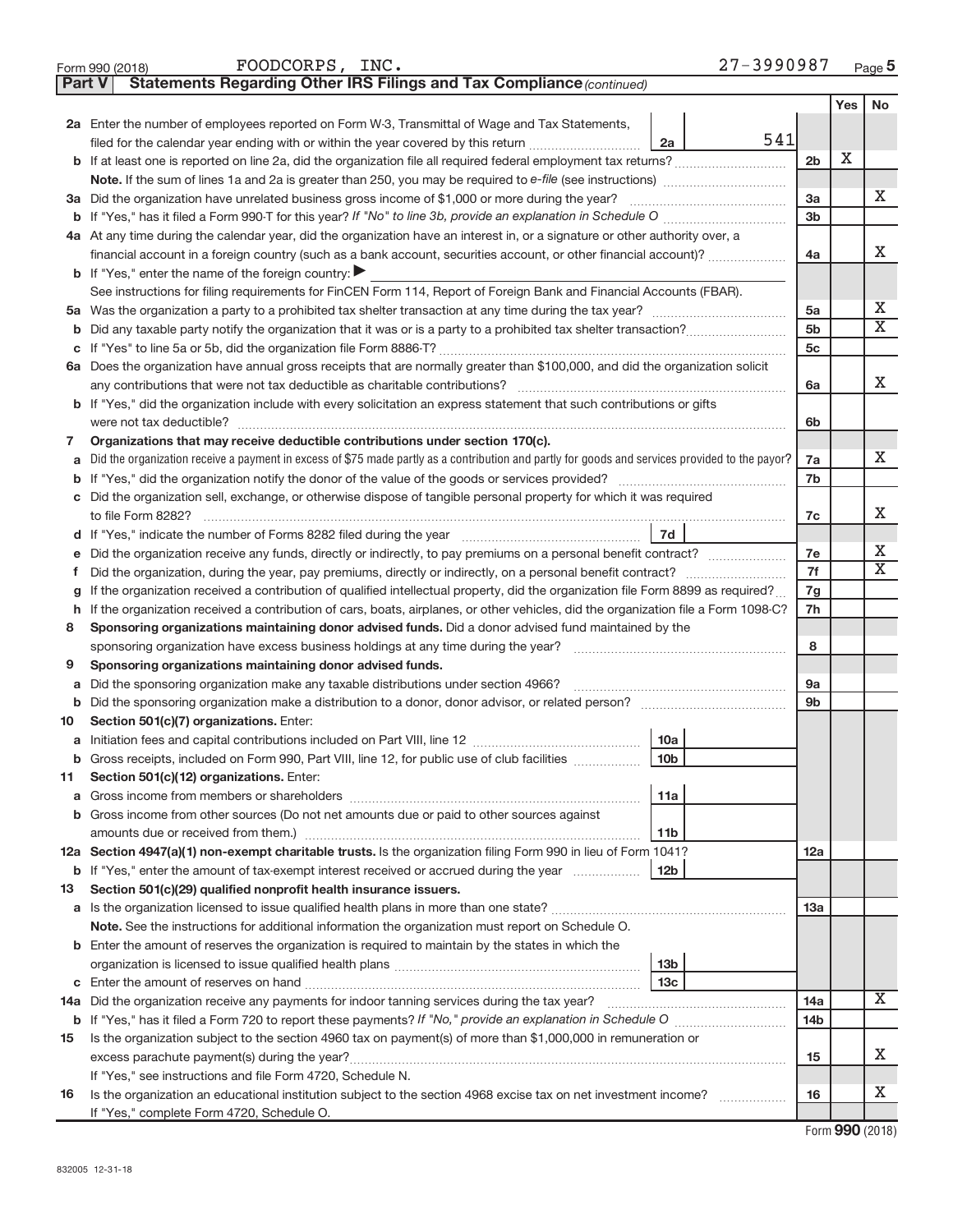Form 990 (2018) FOODCORPS, INC. 27-3990987 Page 5

**Part V Statements Regarding Other IRS Filings and Tax Compliance** *(continued)*

| | | | | | Yes | No |
|---|---|---|---|---|---|---|
| **2a** | Enter the number of employees reported on Form W-3, Transmittal of Wage and Tax Statements, filed for the calendar year ending with or within the year covered by this return | 2a | 541 | | | |
| **b** | If at least one is reported on line 2a, did the organization file all required federal employment tax returns? | | | 2b | X | |
| | **Note.** If the sum of lines 1a and 2a is greater than 250, you may be required to *e-file* (see instructions) | | | | | |
| **3a** | Did the organization have unrelated business gross income of $1,000 or more during the year? | | | 3a | | X |
| **b** | If "Yes," has it filed a Form 990-T for this year? *If "No" to line 3b, provide an explanation in Schedule O* | | | 3b | | |
| **4a** | At any time during the calendar year, did the organization have an interest in, or a signature or other authority over, a financial account in a foreign country (such as a bank account, securities account, or other financial account)? | | | 4a | | X |
| **b** | If "Yes," enter the name of the foreign country: ▶ | | | | | |
| | See instructions for filing requirements for FinCEN Form 114, Report of Foreign Bank and Financial Accounts (FBAR). | | | | | |
| **5a** | Was the organization a party to a prohibited tax shelter transaction at any time during the tax year? | | | 5a | | X |
| **b** | Did any taxable party notify the organization that it was or is a party to a prohibited tax shelter transaction? | | | 5b | | X |
| **c** | If "Yes" to line 5a or 5b, did the organization file Form 8886-T? | | | 5c | | |
| **6a** | Does the organization have annual gross receipts that are normally greater than $100,000, and did the organization solicit any contributions that were not tax deductible as charitable contributions? | | | 6a | | X |
| **b** | If "Yes," did the organization include with every solicitation an express statement that such contributions or gifts were not tax deductible? | | | 6b | | |
| **7** | **Organizations that may receive deductible contributions under section 170(c).** | | | | | |
| **a** | Did the organization receive a payment in excess of $75 made partly as a contribution and partly for goods and services provided to the payor? | | | 7a | | X |
| **b** | If "Yes," did the organization notify the donor of the value of the goods or services provided? | | | 7b | | |
| **c** | Did the organization sell, exchange, or otherwise dispose of tangible personal property for which it was required to file Form 8282? | | | 7c | | X |
| **d** | If "Yes," indicate the number of Forms 8282 filed during the year | 7d | | | | |
| **e** | Did the organization receive any funds, directly or indirectly, to pay premiums on a personal benefit contract? | | | 7e | | X |
| **f** | Did the organization, during the year, pay premiums, directly or indirectly, on a personal benefit contract? | | | 7f | | X |
| **g** | If the organization received a contribution of qualified intellectual property, did the organization file Form 8899 as required? | | | 7g | | |
| **h** | If the organization received a contribution of cars, boats, airplanes, or other vehicles, did the organization file a Form 1098-C? | | | 7h | | |
| **8** | **Sponsoring organizations maintaining donor advised funds.** Did a donor advised fund maintained by the sponsoring organization have excess business holdings at any time during the year? | | | 8 | | |
| **9** | **Sponsoring organizations maintaining donor advised funds.** | | | | | |
| **a** | Did the sponsoring organization make any taxable distributions under section 4966? | | | 9a | | |
| **b** | Did the sponsoring organization make a distribution to a donor, donor advisor, or related person? | | | 9b | | |
| **10** | **Section 501(c)(7) organizations.** Enter: | | | | | |
| **a** | Initiation fees and capital contributions included on Part VIII, line 12 | 10a | | | | |
| **b** | Gross receipts, included on Form 990, Part VIII, line 12, for public use of club facilities | 10b | | | | |
| **11** | **Section 501(c)(12) organizations.** Enter: | | | | | |
| **a** | Gross income from members or shareholders | 11a | | | | |
| **b** | Gross income from other sources (Do not net amounts due or paid to other sources against amounts due or received from them.) | 11b | | | | |
| **12a** | **Section 4947(a)(1) non-exempt charitable trusts.** Is the organization filing Form 990 in lieu of Form 1041? | | | 12a | | |
| **b** | If "Yes," enter the amount of tax-exempt interest received or accrued during the year | 12b | | | | |
| **13** | **Section 501(c)(29) qualified nonprofit health insurance issuers.** | | | | | |
| **a** | Is the organization licensed to issue qualified health plans in more than one state? | | | 13a | | |
| | **Note.** See the instructions for additional information the organization must report on Schedule O. | | | | | |
| **b** | Enter the amount of reserves the organization is required to maintain by the states in which the organization is licensed to issue qualified health plans | 13b | | | | |
| **c** | Enter the amount of reserves on hand | 13c | | | | |
| **14a** | Did the organization receive any payments for indoor tanning services during the tax year? | | | 14a | | X |
| **b** | If "Yes," has it filed a Form 720 to report these payments? *If "No," provide an explanation in Schedule O* | | | 14b | | |
| **15** | Is the organization subject to the section 4960 tax on payment(s) of more than $1,000,000 in remuneration or excess parachute payment(s) during the year? | | | 15 | | X |
| | If "Yes," see instructions and file Form 4720, Schedule N. | | | | | |
| **16** | Is the organization an educational institution subject to the section 4968 excise tax on net investment income? | | | 16 | | X |
| | If "Yes," complete Form 4720, Schedule O. | | | | | |

Form **990** (2018)

832005 12-31-18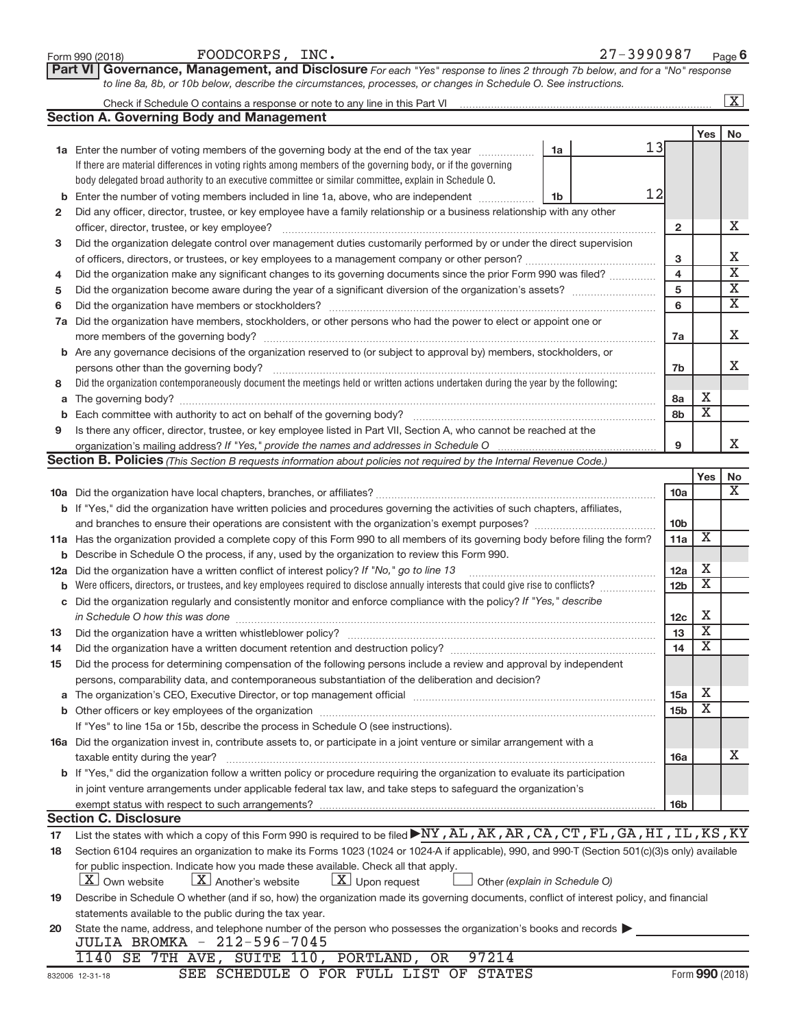Form 990 (2018) FOODCORPS, INC. 27-3990987 Page **6**

## Part VI Governance, Management, and Disclosure

*For each "Yes" response to lines 2 through 7b below, and for a "No" response to line 8a, 8b, or 10b below, describe the circumstances, processes, or changes in Schedule O. See instructions.*

Check if Schedule O contains a response or note to any line in this Part VI ..... [X]

### Section A. Governing Body and Management

| | | | | Yes | No |
|---|---|---|---|---|---|
| **1a** | Enter the number of voting members of the governing body at the end of the tax year. If there are material differences in voting rights among members of the governing body, or if the governing body delegated broad authority to an executive committee or similar committee, explain in Schedule O. | 1a: 13 | | | |
| **b** | Enter the number of voting members included in line 1a, above, who are independent | 1b: 12 | | | |
| **2** | Did any officer, director, trustee, or key employee have a family relationship or a business relationship with any other officer, director, trustee, or key employee? | | 2 | | X |
| **3** | Did the organization delegate control over management duties customarily performed by or under the direct supervision of officers, directors, or trustees, or key employees to a management company or other person? | | 3 | | X |
| **4** | Did the organization make any significant changes to its governing documents since the prior Form 990 was filed? | | 4 | | X |
| **5** | Did the organization become aware during the year of a significant diversion of the organization's assets? | | 5 | | X |
| **6** | Did the organization have members or stockholders? | | 6 | | X |
| **7a** | Did the organization have members, stockholders, or other persons who had the power to elect or appoint one or more members of the governing body? | | 7a | | X |
| **b** | Are any governance decisions of the organization reserved to (or subject to approval by) members, stockholders, or persons other than the governing body? | | 7b | | X |
| **8** | Did the organization contemporaneously document the meetings held or written actions undertaken during the year by the following: | | | | |
| **a** | The governing body? | | 8a | X | |
| **b** | Each committee with authority to act on behalf of the governing body? | | 8b | X | |
| **9** | Is there any officer, director, trustee, or key employee listed in Part VII, Section A, who cannot be reached at the organization's mailing address? *If "Yes," provide the names and addresses in Schedule O* | | 9 | | X |

### Section B. Policies *(This Section B requests information about policies not required by the Internal Revenue Code.)*

| | | | Yes | No |
|---|---|---|---|---|
| **10a** | Did the organization have local chapters, branches, or affiliates? | 10a | | X |
| **b** | If "Yes," did the organization have written policies and procedures governing the activities of such chapters, affiliates, and branches to ensure their operations are consistent with the organization's exempt purposes? | 10b | | |
| **11a** | Has the organization provided a complete copy of this Form 990 to all members of its governing body before filing the form? | 11a | X | |
| **b** | Describe in Schedule O the process, if any, used by the organization to review this Form 990. | | | |
| **12a** | Did the organization have a written conflict of interest policy? *If "No," go to line 13* | 12a | X | |
| **b** | Were officers, directors, or trustees, and key employees required to disclose annually interests that could give rise to conflicts? | 12b | X | |
| **c** | Did the organization regularly and consistently monitor and enforce compliance with the policy? *If "Yes," describe in Schedule O how this was done* | 12c | X | |
| **13** | Did the organization have a written whistleblower policy? | 13 | X | |
| **14** | Did the organization have a written document retention and destruction policy? | 14 | X | |
| **15** | Did the process for determining compensation of the following persons include a review and approval by independent persons, comparability data, and contemporaneous substantiation of the deliberation and decision? | | | |
| **a** | The organization's CEO, Executive Director, or top management official | 15a | X | |
| **b** | Other officers or key employees of the organization | 15b | X | |
| | If "Yes" to line 15a or 15b, describe the process in Schedule O (see instructions). | | | |
| **16a** | Did the organization invest in, contribute assets to, or participate in a joint venture or similar arrangement with a taxable entity during the year? | 16a | | X |
| **b** | If "Yes," did the organization follow a written policy or procedure requiring the organization to evaluate its participation in joint venture arrangements under applicable federal tax law, and take steps to safeguard the organization's exempt status with respect to such arrangements? | 16b | | |

### Section C. Disclosure

**17** List the states with which a copy of this Form 990 is required to be filed ▶ NY,AL,AK,AR,CA,CT,FL,GA,HI,IL,KS,KY

**18** Section 6104 requires an organization to make its Forms 1023 (1024 or 1024-A if applicable), 990, and 990-T (Section 501(c)(3)s only) available for public inspection. Indicate how you made these available. Check all that apply.

[X] Own website [X] Another's website [X] Upon request [ ] Other *(explain in Schedule O)*

**19** Describe in Schedule O whether (and if so, how) the organization made its governing documents, conflict of interest policy, and financial statements available to the public during the tax year.

**20** State the name, address, and telephone number of the person who possesses the organization's books and records ▶

JULIA BROMKA - 212-596-7045
1140 SE 7TH AVE, SUITE 110, PORTLAND, OR 97214

SEE SCHEDULE O FOR FULL LIST OF STATES

832006 12-31-18 Form **990** (2018)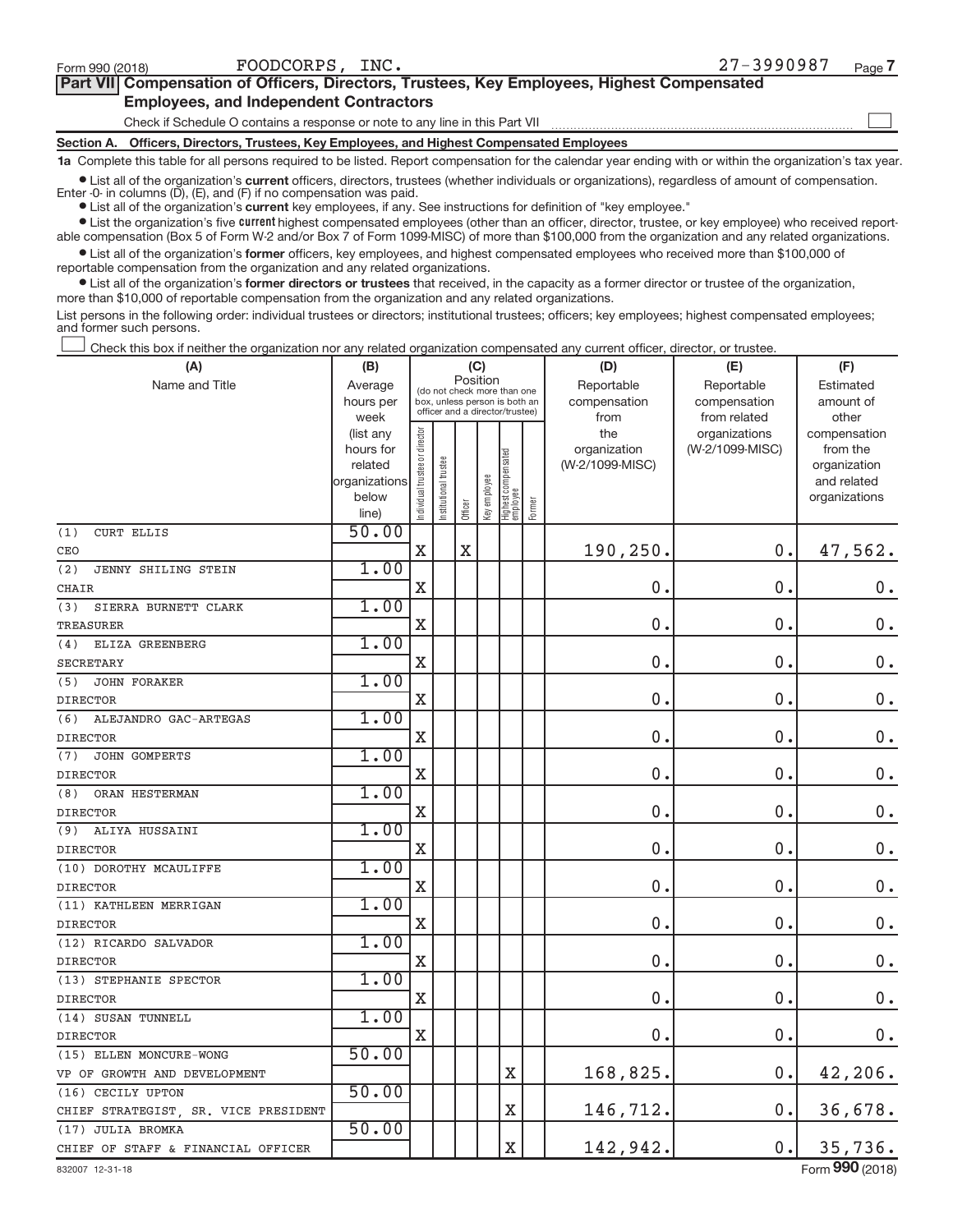Form 990 (2018) FOODCORPS, INC. 27-3990987 Page 7

## Part VII Compensation of Officers, Directors, Trustees, Key Employees, Highest Compensated Employees, and Independent Contractors

Check if Schedule O contains a response or note to any line in this Part VII ☐

### Section A. Officers, Directors, Trustees, Key Employees, and Highest Compensated Employees

**1a** Complete this table for all persons required to be listed. Report compensation for the calendar year ending with or within the organization's tax year.

- List all of the organization's **current** officers, directors, trustees (whether individuals or organizations), regardless of amount of compensation. Enter -0- in columns (D), (E), and (F) if no compensation was paid.
- List all of the organization's **current** key employees, if any. See instructions for definition of "key employee."
- List the organization's five **current** highest compensated employees (other than an officer, director, trustee, or key employee) who received reportable compensation (Box 5 of Form W-2 and/or Box 7 of Form 1099-MISC) of more than $100,000 from the organization and any related organizations.
- List all of the organization's **former** officers, key employees, and highest compensated employees who received more than $100,000 of reportable compensation from the organization and any related organizations.
- List all of the organization's **former directors or trustees** that received, in the capacity as a former director or trustee of the organization, more than $10,000 of reportable compensation from the organization and any related organizations.

List persons in the following order: individual trustees or directors; institutional trustees; officers; key employees; highest compensated employees; and former such persons.

☐ Check this box if neither the organization nor any related organization compensated any current officer, director, or trustee.

| (A) Name and Title | (B) Average hours per week (list any hours for related organizations below line) | (C) Position (do not check more than one box, unless person is both an officer and a director/trustee): Individual trustee or director | Institutional trustee | Officer | Key employee | Highest compensated employee | Former | (D) Reportable compensation from the organization (W-2/1099-MISC) | (E) Reportable compensation from related organizations (W-2/1099-MISC) | (F) Estimated amount of other compensation from the organization and related organizations |
|---|---|---|---|---|---|---|---|---|---|---|
| (1) CURT ELLIS<br>CEO | 50.00 | X | | X | | | | 190,250. | 0. | 47,562. |
| (2) JENNY SHILING STEIN<br>CHAIR | 1.00 | X | | | | | | 0. | 0. | 0. |
| (3) SIERRA BURNETT CLARK<br>TREASURER | 1.00 | X | | | | | | 0. | 0. | 0. |
| (4) ELIZA GREENBERG<br>SECRETARY | 1.00 | X | | | | | | 0. | 0. | 0. |
| (5) JOHN FORAKER<br>DIRECTOR | 1.00 | X | | | | | | 0. | 0. | 0. |
| (6) ALEJANDRO GAC-ARTEGAS<br>DIRECTOR | 1.00 | X | | | | | | 0. | 0. | 0. |
| (7) JOHN GOMPERTS<br>DIRECTOR | 1.00 | X | | | | | | 0. | 0. | 0. |
| (8) ORAN HESTERMAN<br>DIRECTOR | 1.00 | X | | | | | | 0. | 0. | 0. |
| (9) ALIYA HUSSAINI<br>DIRECTOR | 1.00 | X | | | | | | 0. | 0. | 0. |
| (10) DOROTHY MCAULIFFE<br>DIRECTOR | 1.00 | X | | | | | | 0. | 0. | 0. |
| (11) KATHLEEN MERRIGAN<br>DIRECTOR | 1.00 | X | | | | | | 0. | 0. | 0. |
| (12) RICARDO SALVADOR<br>DIRECTOR | 1.00 | X | | | | | | 0. | 0. | 0. |
| (13) STEPHANIE SPECTOR<br>DIRECTOR | 1.00 | X | | | | | | 0. | 0. | 0. |
| (14) SUSAN TUNNELL<br>DIRECTOR | 1.00 | X | | | | | | 0. | 0. | 0. |
| (15) ELLEN MONCURE-WONG<br>VP OF GROWTH AND DEVELOPMENT | 50.00 | | | | | X | | 168,825. | 0. | 42,206. |
| (16) CECILY UPTON<br>CHIEF STRATEGIST, SR. VICE PRESIDENT | 50.00 | | | | | X | | 146,712. | 0. | 36,678. |
| (17) JULIA BROMKA<br>CHIEF OF STAFF & FINANCIAL OFFICER | 50.00 | | | | | X | | 142,942. | 0. | 35,736. |

832007 12-31-18 Form 990 (2018)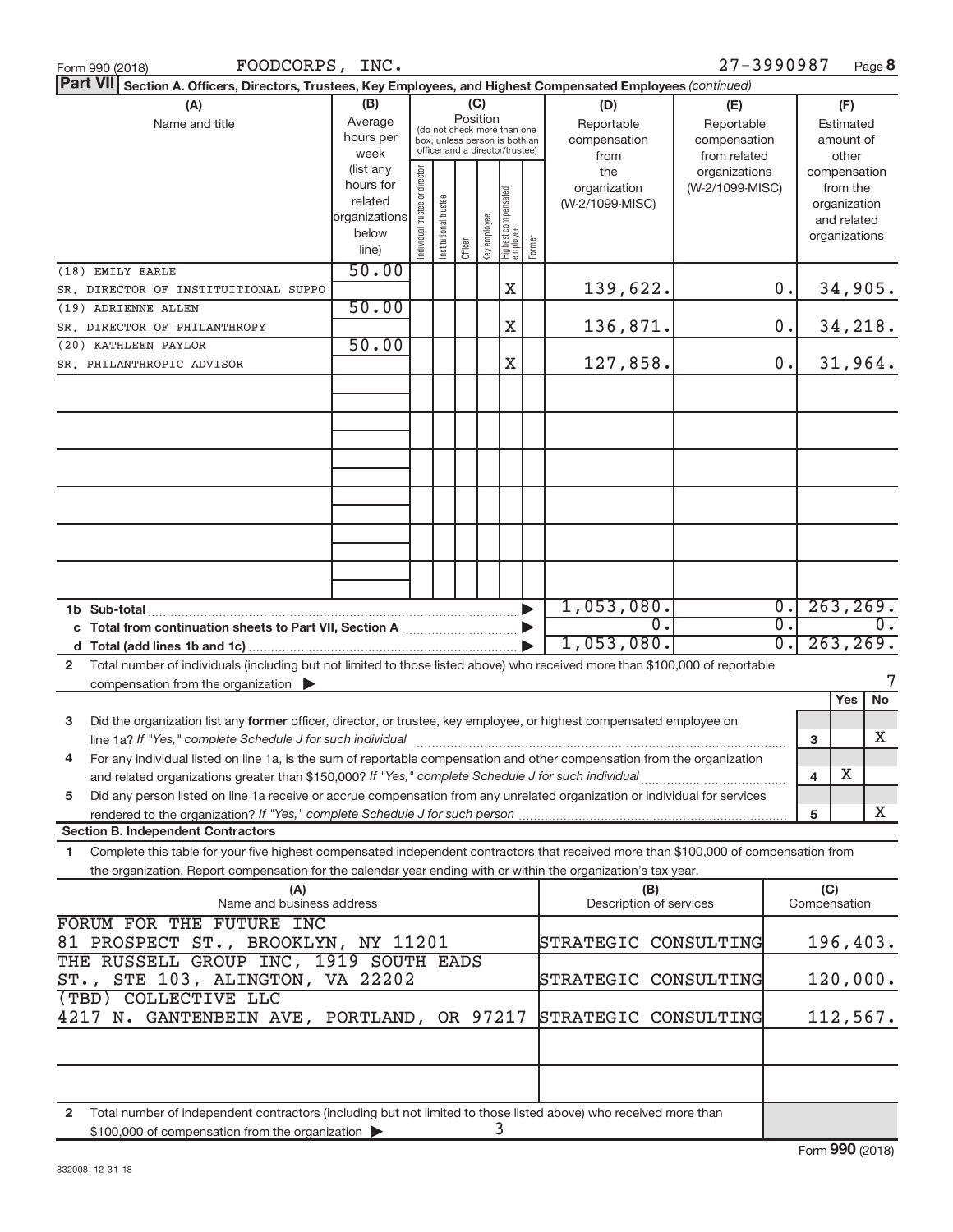Form 990 (2018) FOODCORPS, INC. 27-3990987 Page **8**

**Part VII Section A. Officers, Directors, Trustees, Key Employees, and Highest Compensated Employees** *(continued)*

| (A) Name and title | (B) Average hours per week (list any hours for related organizations below line) | Individual trustee or director | Institutional trustee | Officer | Key employee | Highest compensated employee | Former | (D) Reportable compensation from the organization (W-2/1099-MISC) | (E) Reportable compensation from related organizations (W-2/1099-MISC) | (F) Estimated amount of other compensation from the organization and related organizations |
|---|---|---|---|---|---|---|---|---|---|---|
| (18) EMILY EARLE<br>SR. DIRECTOR OF INSTITUITIONAL SUPPO | 50.00 | | | | | X | | 139,622. | 0. | 34,905. |
| (19) ADRIENNE ALLEN<br>SR. DIRECTOR OF PHILANTHROPY | 50.00 | | | | | X | | 136,871. | 0. | 34,218. |
| (20) KATHLEEN PAYLOR<br>SR. PHILANTHROPIC ADVISOR | 50.00 | | | | | X | | 127,858. | 0. | 31,964. |
| 1b Sub-total | | | | | | | | 1,053,080. | 0. | 263,269. |
| c Total from continuation sheets to Part VII, Section A | | | | | | | | 0. | 0. | 0. |
| d Total (add lines 1b and 1c) | | | | | | | | 1,053,080. | 0. | 263,269. |

2 Total number of individuals (including but not limited to those listed above) who received more than $100,000 of reportable compensation from the organization ▶ 7

| | | | Yes | No |
|---|---|---|---|---|
| 3 | Did the organization list any **former** officer, director, or trustee, key employee, or highest compensated employee on line 1a? *If "Yes," complete Schedule J for such individual* | 3 | | X |
| 4 | For any individual listed on line 1a, is the sum of reportable compensation and other compensation from the organization and related organizations greater than $150,000? *If "Yes," complete Schedule J for such individual* | 4 | X | |
| 5 | Did any person listed on line 1a receive or accrue compensation from any unrelated organization or individual for services rendered to the organization? *If "Yes," complete Schedule J for such person* | 5 | | X |

**Section B. Independent Contractors**

1 Complete this table for your five highest compensated independent contractors that received more than $100,000 of compensation from the organization. Report compensation for the calendar year ending with or within the organization's tax year.

| (A) Name and business address | (B) Description of services | (C) Compensation |
|---|---|---|
| FORUM FOR THE FUTURE INC<br>81 PROSPECT ST., BROOKLYN, NY 11201 | STRATEGIC CONSULTING | 196,403. |
| THE RUSSELL GROUP INC, 1919 SOUTH EADS<br>ST., STE 103, ALINGTON, VA 22202 | STRATEGIC CONSULTING | 120,000. |
| (TBD) COLLECTIVE LLC<br>4217 N. GANTENBEIN AVE, PORTLAND, OR 97217 | STRATEGIC CONSULTING | 112,567. |

2 Total number of independent contractors (including but not limited to those listed above) who received more than $100,000 of compensation from the organization ▶ 3

Form **990** (2018)

832008 12-31-18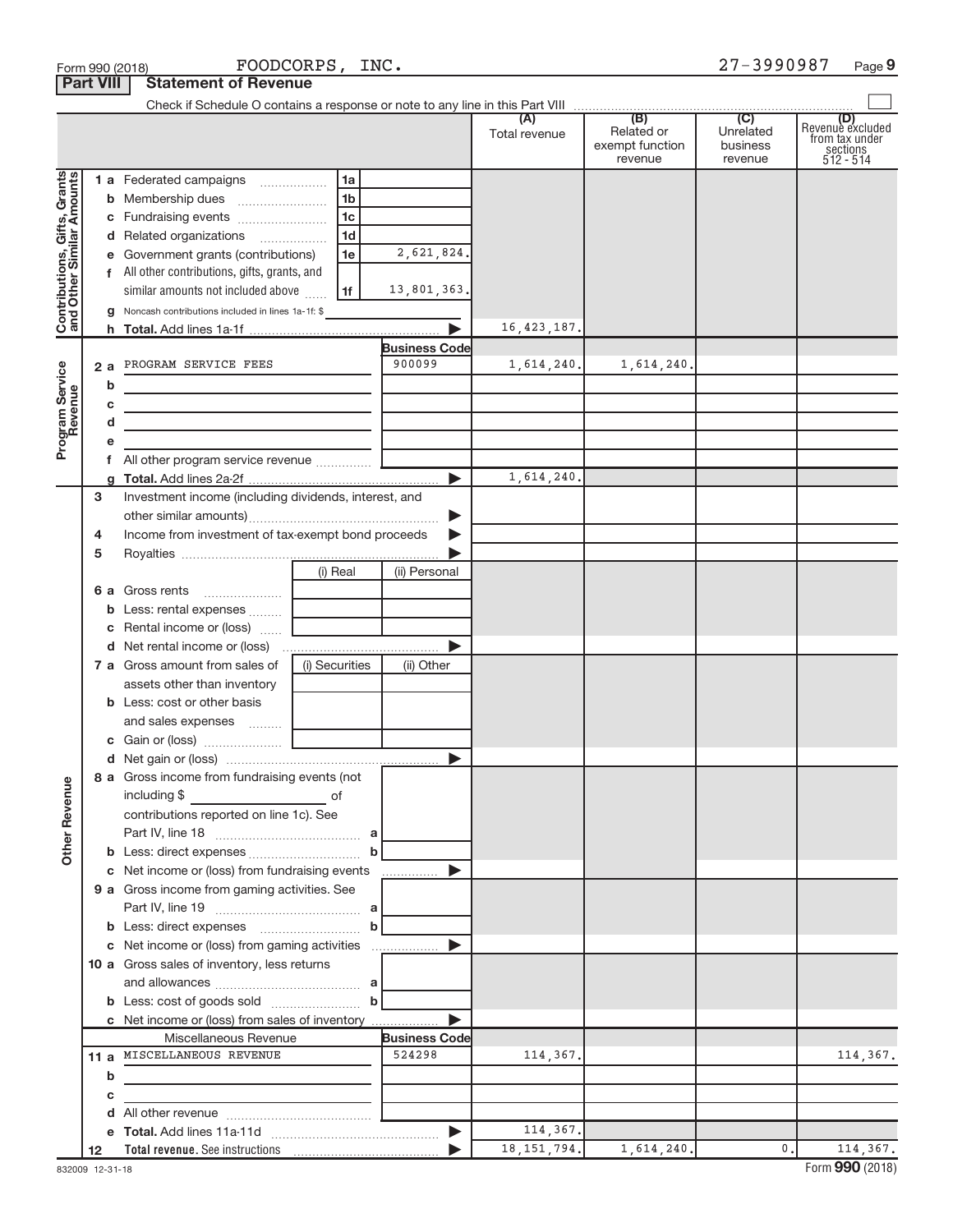Form 990 (2018) FOODCORPS, INC. 27-3990987 Page 9

**Part VIII Statement of Revenue**

Check if Schedule O contains a response or note to any line in this Part VIII

| | | | | (A) Total revenue | (B) Related or exempt function revenue | (C) Unrelated business revenue | (D) Revenue excluded from tax under sections 512 - 514 |
|---|---|---|---|---|---|---|---|
| **Contributions, Gifts, Grants and Other Similar Amounts** | 1 a Federated campaigns | 1a | | | | | |
| | b Membership dues | 1b | | | | | |
| | c Fundraising events | 1c | | | | | |
| | d Related organizations | 1d | | | | | |
| | e Government grants (contributions) | 1e | 2,621,824. | | | | |
| | f All other contributions, gifts, grants, and similar amounts not included above | 1f | 13,801,363. | | | | |
| | g Noncash contributions included in lines 1a-1f: $ | | | | | | |
| | h **Total.** Add lines 1a-1f | | ▶ | 16,423,187. | | | |
| **Program Service Revenue** | | | **Business Code** | | | | |
| | 2 a PROGRAM SERVICE FEES | | 900099 | 1,614,240. | 1,614,240. | | |
| | b | | | | | | |
| | c | | | | | | |
| | d | | | | | | |
| | e | | | | | | |
| | f All other program service revenue | | | | | | |
| | g **Total.** Add lines 2a-2f | | ▶ | 1,614,240. | | | |
| **Other Revenue** | 3 Investment income (including dividends, interest, and other similar amounts) | | ▶ | | | | |
| | 4 Income from investment of tax-exempt bond proceeds | | ▶ | | | | |
| | 5 Royalties | | ▶ | | | | |
| | | (i) Real | (ii) Personal | | | | |
| | 6 a Gross rents | | | | | | |
| | b Less: rental expenses | | | | | | |
| | c Rental income or (loss) | | | | | | |
| | d Net rental income or (loss) | | ▶ | | | | |
| | 7 a Gross amount from sales of assets other than inventory | (i) Securities | (ii) Other | | | | |
| | b Less: cost or other basis and sales expenses | | | | | | |
| | c Gain or (loss) | | | | | | |
| | d Net gain or (loss) | | ▶ | | | | |
| | 8 a Gross income from fundraising events (not including $ of contributions reported on line 1c). See Part IV, line 18 | a | | | | | |
| | b Less: direct expenses | b | | | | | |
| | c Net income or (loss) from fundraising events | | ▶ | | | | |
| | 9 a Gross income from gaming activities. See Part IV, line 19 | a | | | | | |
| | b Less: direct expenses | b | | | | | |
| | c Net income or (loss) from gaming activities | | ▶ | | | | |
| | 10 a Gross sales of inventory, less returns and allowances | a | | | | | |
| | b Less: cost of goods sold | b | | | | | |
| | c Net income or (loss) from sales of inventory | | ▶ | | | | |
| | Miscellaneous Revenue | | **Business Code** | | | | |
| | 11 a MISCELLANEOUS REVENUE | | 524298 | 114,367. | | | 114,367. |
| | b | | | | | | |
| | c | | | | | | |
| | d All other revenue | | | | | | |
| | e **Total.** Add lines 11a-11d | | ▶ | 114,367. | | | |
| | 12 **Total revenue.** See instructions | | ▶ | 18,151,794. | 1,614,240. | 0. | 114,367. |

832009 12-31-18 Form **990** (2018)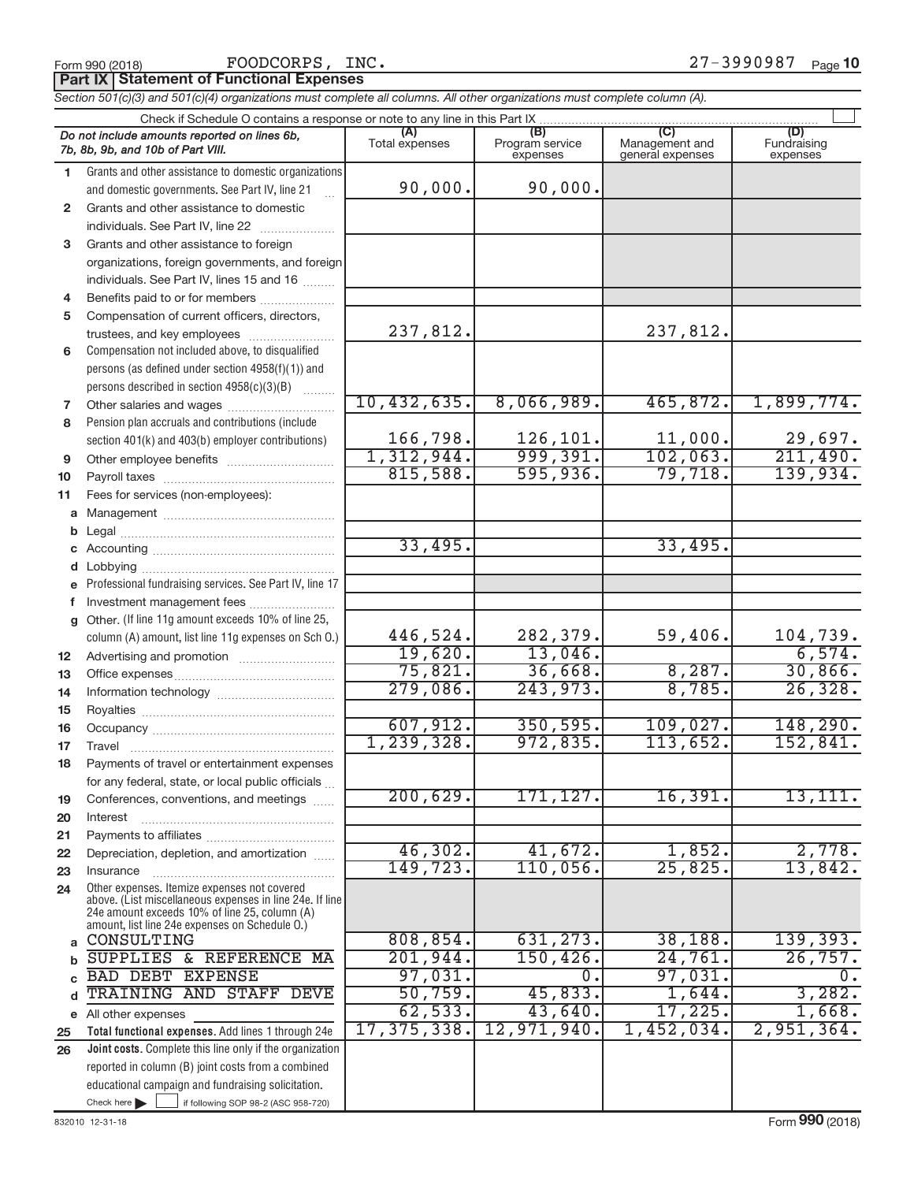Form 990 (2018) FOODCORPS, INC. 27-3990987 Page 10

## Part IX Statement of Functional Expenses

*Section 501(c)(3) and 501(c)(4) organizations must complete all columns. All other organizations must complete column (A).*

Check if Schedule O contains a response or note to any line in this Part IX

| | *Do not include amounts reported on lines 6b, 7b, 8b, 9b, and 10b of Part VIII.* | (A) Total expenses | (B) Program service expenses | (C) Management and general expenses | (D) Fundraising expenses |
|---|---|---|---|---|---|
| 1 | Grants and other assistance to domestic organizations and domestic governments. See Part IV, line 21 | 90,000. | 90,000. | | |
| 2 | Grants and other assistance to domestic individuals. See Part IV, line 22 | | | | |
| 3 | Grants and other assistance to foreign organizations, foreign governments, and foreign individuals. See Part IV, lines 15 and 16 | | | | |
| 4 | Benefits paid to or for members | | | | |
| 5 | Compensation of current officers, directors, trustees, and key employees | 237,812. | | 237,812. | |
| 6 | Compensation not included above, to disqualified persons (as defined under section 4958(f)(1)) and persons described in section 4958(c)(3)(B) | | | | |
| 7 | Other salaries and wages | 10,432,635. | 8,066,989. | 465,872. | 1,899,774. |
| 8 | Pension plan accruals and contributions (include section 401(k) and 403(b) employer contributions) | 166,798. | 126,101. | 11,000. | 29,697. |
| 9 | Other employee benefits | 1,312,944. | 999,391. | 102,063. | 211,490. |
| 10 | Payroll taxes | 815,588. | 595,936. | 79,718. | 139,934. |
| 11 | Fees for services (non-employees): | | | | |
| a | Management | | | | |
| b | Legal | | | | |
| c | Accounting | 33,495. | | 33,495. | |
| d | Lobbying | | | | |
| e | Professional fundraising services. See Part IV, line 17 | | | | |
| f | Investment management fees | | | | |
| g | Other. (If line 11g amount exceeds 10% of line 25, column (A) amount, list line 11g expenses on Sch O.) | 446,524. | 282,379. | 59,406. | 104,739. |
| 12 | Advertising and promotion | 19,620. | 13,046. | | 6,574. |
| 13 | Office expenses | 75,821. | 36,668. | 8,287. | 30,866. |
| 14 | Information technology | 279,086. | 243,973. | 8,785. | 26,328. |
| 15 | Royalties | | | | |
| 16 | Occupancy | 607,912. | 350,595. | 109,027. | 148,290. |
| 17 | Travel | 1,239,328. | 972,835. | 113,652. | 152,841. |
| 18 | Payments of travel or entertainment expenses for any federal, state, or local public officials | | | | |
| 19 | Conferences, conventions, and meetings | 200,629. | 171,127. | 16,391. | 13,111. |
| 20 | Interest | | | | |
| 21 | Payments to affiliates | | | | |
| 22 | Depreciation, depletion, and amortization | 46,302. | 41,672. | 1,852. | 2,778. |
| 23 | Insurance | 149,723. | 110,056. | 25,825. | 13,842. |
| 24 | Other expenses. Itemize expenses not covered above. (List miscellaneous expenses in line 24e. If line 24e amount exceeds 10% of line 25, column (A) amount, list line 24e expenses on Schedule O.) | | | | |
| a | CONSULTING | 808,854. | 631,273. | 38,188. | 139,393. |
| b | SUPPLIES & REFERENCE MA | 201,944. | 150,426. | 24,761. | 26,757. |
| c | BAD DEBT EXPENSE | 97,031. | 0. | 97,031. | 0. |
| d | TRAINING AND STAFF DEVE | 50,759. | 45,833. | 1,644. | 3,282. |
| e | All other expenses | 62,533. | 43,640. | 17,225. | 1,668. |
| 25 | **Total functional expenses.** Add lines 1 through 24e | 17,375,338. | 12,971,940. | 1,452,034. | 2,951,364. |
| 26 | **Joint costs.** Complete this line only if the organization reported in column (B) joint costs from a combined educational campaign and fundraising solicitation. Check here ☐ if following SOP 98-2 (ASC 958-720) | | | | |

832010 12-31-18 Form 990 (2018)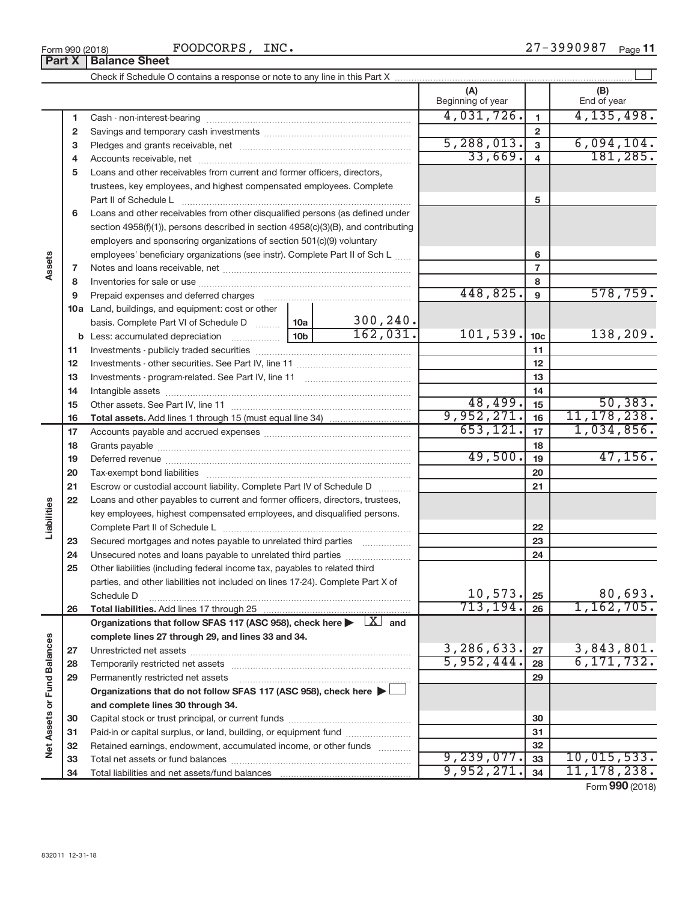Form 990 (2018) FOODCORPS, INC. 27-3990987

## Part X Balance Sheet

Check if Schedule O contains a response or note to any line in this Part X ☐

| | | | | (A) Beginning of year | | (B) End of year |
|---|---|---|---|---|---|---|
| **Assets** | 1 | Cash - non-interest-bearing | | 4,031,726. | 1 | 4,135,498. |
| | 2 | Savings and temporary cash investments | | | 2 | |
| | 3 | Pledges and grants receivable, net | | 5,288,013. | 3 | 6,094,104. |
| | 4 | Accounts receivable, net | | 33,669. | 4 | 181,285. |
| | 5 | Loans and other receivables from current and former officers, directors, trustees, key employees, and highest compensated employees. Complete Part II of Schedule L | | | 5 | |
| | 6 | Loans and other receivables from other disqualified persons (as defined under section 4958(f)(1)), persons described in section 4958(c)(3)(B), and contributing employers and sponsoring organizations of section 501(c)(9) voluntary employees' beneficiary organizations (see instr). Complete Part II of Sch L | | | 6 | |
| | 7 | Notes and loans receivable, net | | | 7 | |
| | 8 | Inventories for sale or use | | | 8 | |
| | 9 | Prepaid expenses and deferred charges | | 448,825. | 9 | 578,759. |
| | 10a | Land, buildings, and equipment: cost or other basis. Complete Part VI of Schedule D | 10a 300,240. | | | |
| | b | Less: accumulated depreciation | 10b 162,031. | 101,539. | 10c | 138,209. |
| | 11 | Investments - publicly traded securities | | | 11 | |
| | 12 | Investments - other securities. See Part IV, line 11 | | | 12 | |
| | 13 | Investments - program-related. See Part IV, line 11 | | | 13 | |
| | 14 | Intangible assets | | | 14 | |
| | 15 | Other assets. See Part IV, line 11 | | 48,499. | 15 | 50,383. |
| | 16 | **Total assets.** Add lines 1 through 15 (must equal line 34) | | 9,952,271. | 16 | 11,178,238. |
| **Liabilities** | 17 | Accounts payable and accrued expenses | | 653,121. | 17 | 1,034,856. |
| | 18 | Grants payable | | | 18 | |
| | 19 | Deferred revenue | | 49,500. | 19 | 47,156. |
| | 20 | Tax-exempt bond liabilities | | | 20 | |
| | 21 | Escrow or custodial account liability. Complete Part IV of Schedule D | | | 21 | |
| | 22 | Loans and other payables to current and former officers, directors, trustees, key employees, highest compensated employees, and disqualified persons. Complete Part II of Schedule L | | | 22 | |
| | 23 | Secured mortgages and notes payable to unrelated third parties | | | 23 | |
| | 24 | Unsecured notes and loans payable to unrelated third parties | | | 24 | |
| | 25 | Other liabilities (including federal income tax, payables to related third parties, and other liabilities not included on lines 17-24). Complete Part X of Schedule D | | 10,573. | 25 | 80,693. |
| | 26 | **Total liabilities.** Add lines 17 through 25 | | 713,194. | 26 | 1,162,705. |
| **Net Assets or Fund Balances** | | **Organizations that follow SFAS 117 (ASC 958), check here ▶ [X] and complete lines 27 through 29, and lines 33 and 34.** | | | | |
| | 27 | Unrestricted net assets | | 3,286,633. | 27 | 3,843,801. |
| | 28 | Temporarily restricted net assets | | 5,952,444. | 28 | 6,171,732. |
| | 29 | Permanently restricted net assets | | | 29 | |
| | | **Organizations that do not follow SFAS 117 (ASC 958), check here ▶ [ ] and complete lines 30 through 34.** | | | | |
| | 30 | Capital stock or trust principal, or current funds | | | 30 | |
| | 31 | Paid-in or capital surplus, or land, building, or equipment fund | | | 31 | |
| | 32 | Retained earnings, endowment, accumulated income, or other funds | | | 32 | |
| | 33 | Total net assets or fund balances | | 9,239,077. | 33 | 10,015,533. |
| | 34 | Total liabilities and net assets/fund balances | | 9,952,271. | 34 | 11,178,238. |

Form **990** (2018)

832011 12-31-18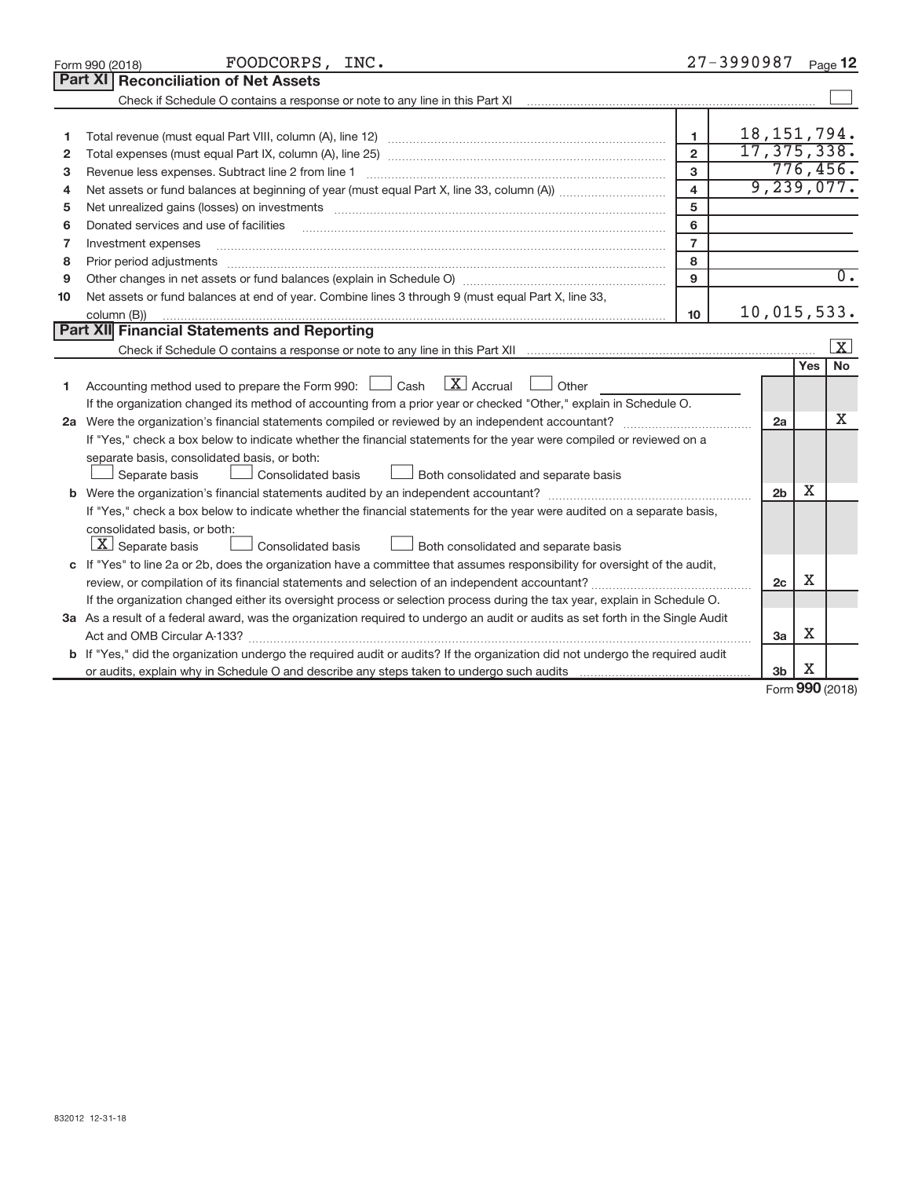Form 990 (2018) FOODCORPS, INC. 27-3990987

## Part XI Reconciliation of Net Assets

Check if Schedule O contains a response or note to any line in this Part XI ☐

| | | | |
|---|---|---|---|
| 1 | Total revenue (must equal Part VIII, column (A), line 12) | 1 | 18,151,794. |
| 2 | Total expenses (must equal Part IX, column (A), line 25) | 2 | 17,375,338. |
| 3 | Revenue less expenses. Subtract line 2 from line 1 | 3 | 776,456. |
| 4 | Net assets or fund balances at beginning of year (must equal Part X, line 33, column (A)) | 4 | 9,239,077. |
| 5 | Net unrealized gains (losses) on investments | 5 | |
| 6 | Donated services and use of facilities | 6 | |
| 7 | Investment expenses | 7 | |
| 8 | Prior period adjustments | 8 | |
| 9 | Other changes in net assets or fund balances (explain in Schedule O) | 9 | 0. |
| 10 | Net assets or fund balances at end of year. Combine lines 3 through 9 (must equal Part X, line 33, column (B)) | 10 | 10,015,533. |

## Part XII Financial Statements and Reporting

Check if Schedule O contains a response or note to any line in this Part XII ☒

| | | | Yes | No |
|---|---|---|---|---|
| 1 | Accounting method used to prepare the Form 990: ☐ Cash ☒ Accrual ☐ Other<br>If the organization changed its method of accounting from a prior year or checked "Other," explain in Schedule O. | | | |
| 2a | Were the organization's financial statements compiled or reviewed by an independent accountant?<br>If "Yes," check a box below to indicate whether the financial statements for the year were compiled or reviewed on a separate basis, consolidated basis, or both:<br>☐ Separate basis ☐ Consolidated basis ☐ Both consolidated and separate basis | 2a | | X |
| b | Were the organization's financial statements audited by an independent accountant?<br>If "Yes," check a box below to indicate whether the financial statements for the year were audited on a separate basis, consolidated basis, or both:<br>☒ Separate basis ☐ Consolidated basis ☐ Both consolidated and separate basis | 2b | X | |
| c | If "Yes" to line 2a or 2b, does the organization have a committee that assumes responsibility for oversight of the audit, review, or compilation of its financial statements and selection of an independent accountant?<br>If the organization changed either its oversight process or selection process during the tax year, explain in Schedule O. | 2c | X | |
| 3a | As a result of a federal award, was the organization required to undergo an audit or audits as set forth in the Single Audit Act and OMB Circular A-133? | 3a | X | |
| b | If "Yes," did the organization undergo the required audit or audits? If the organization did not undergo the required audit or audits, explain why in Schedule O and describe any steps taken to undergo such audits | 3b | X | |

Form 990 (2018)

832012 12-31-18